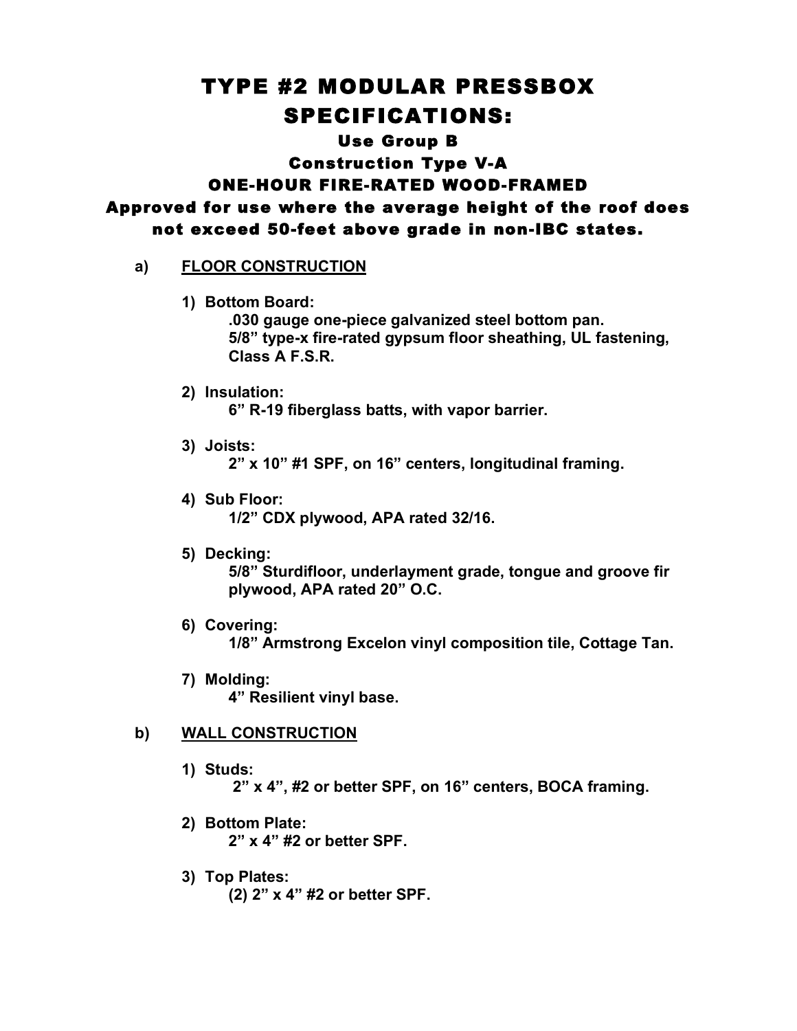# TYPE #2 MODULAR PRESSBOX SPECIFICATIONS:

### Use Group B

### Construction Type V-A

### ONE-HOUR FIRE-RATED WOOD-FRAMED

### Approved for use where the average height of the roof does not exceed 50-feet above grade in non-IBC states.

**a) <u>FLOOR CONSTRUCTION</u>**

1) **Bottom Board:**
   **.030 gauge one-piece galvanized steel bottom pan.**
   **5/8" type-x fire-rated gypsum floor sheathing, UL fastening, Class A F.S.R.**

2) **Insulation:**
   **6" R-19 fiberglass batts, with vapor barrier.**

3) **Joists:**
   **2" x 10" #1 SPF, on 16" centers, longitudinal framing.**

4) **Sub Floor:**
   **1/2" CDX plywood, APA rated 32/16.**

5) **Decking:**
   **5/8" Sturdifloor, underlayment grade, tongue and groove fir plywood, APA rated 20" O.C.**

6) **Covering:**
   **1/8" Armstrong Excelon vinyl composition tile, Cottage Tan.**

7) **Molding:**
   **4" Resilient vinyl base.**

**b) <u>WALL CONSTRUCTION</u>**

1) **Studs:**
   **2" x 4", #2 or better SPF, on 16" centers, BOCA framing.**

2) **Bottom Plate:**
   **2" x 4" #2 or better SPF.**

3) **Top Plates:**
   **(2) 2" x 4" #2 or better SPF.**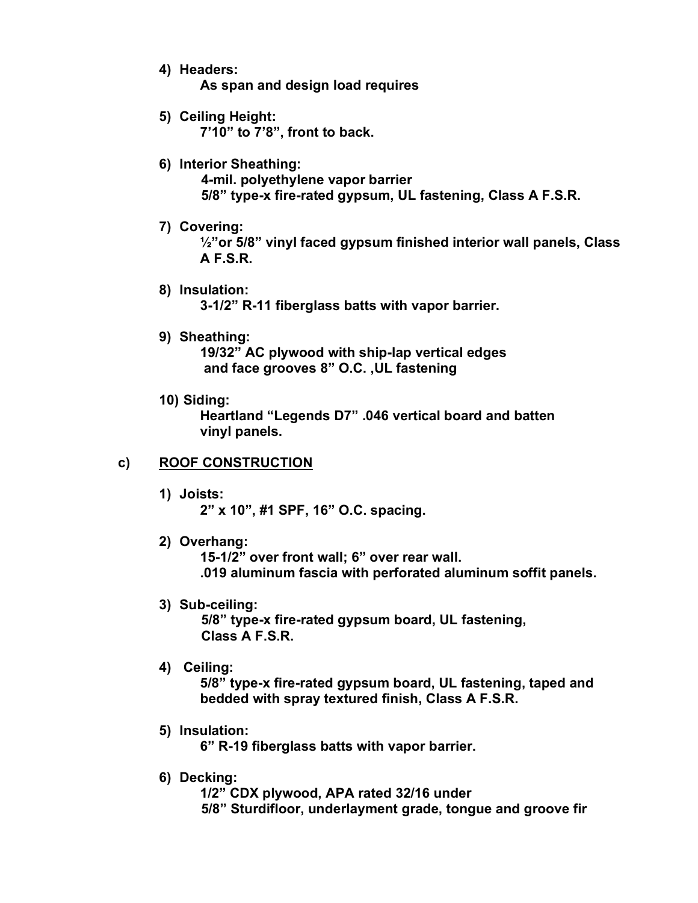4) **Headers:**
   **As span and design load requires**

5) **Ceiling Height:**
   **7'10" to 7'8", front to back.**

6) **Interior Sheathing:**
   **4-mil. polyethylene vapor barrier**
   **5/8" type-x fire-rated gypsum, UL fastening, Class A F.S.R.**

7) **Covering:**
   **½"or 5/8" vinyl faced gypsum finished interior wall panels, Class A F.S.R.**

8) **Insulation:**
   **3-1/2" R-11 fiberglass batts with vapor barrier.**

9) **Sheathing:**
   **19/32" AC plywood with ship-lap vertical edges and face grooves 8" O.C. ,UL fastening**

10) **Siding:**
    **Heartland "Legends D7" .046 vertical board and batten vinyl panels.**

**c) <u>ROOF CONSTRUCTION</u>**

1) **Joists:**
   **2" x 10", #1 SPF, 16" O.C. spacing.**

2) **Overhang:**
   **15-1/2" over front wall; 6" over rear wall.**
   **.019 aluminum fascia with perforated aluminum soffit panels.**

3) **Sub-ceiling:**
   **5/8" type-x fire-rated gypsum board, UL fastening, Class A F.S.R.**

4) **Ceiling:**
   **5/8" type-x fire-rated gypsum board, UL fastening, taped and bedded with spray textured finish, Class A F.S.R.**

5) **Insulation:**
   **6" R-19 fiberglass batts with vapor barrier.**

6) **Decking:**
   **1/2" CDX plywood, APA rated 32/16 under**
   **5/8" Sturdifloor, underlayment grade, tongue and groove fir**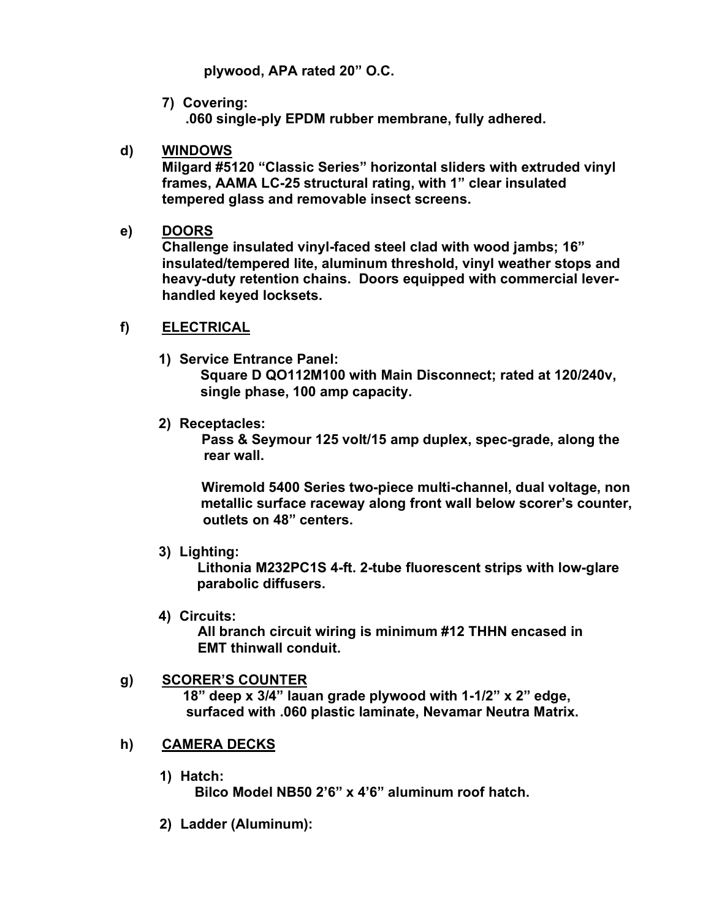**plywood, APA rated 20" O.C.**

**7) Covering:**
**.060 single-ply EPDM rubber membrane, fully adhered.**

**d) <u>WINDOWS</u>**
**Milgard #5120 "Classic Series" horizontal sliders with extruded vinyl frames, AAMA LC-25 structural rating, with 1" clear insulated tempered glass and removable insect screens.**

**e) <u>DOORS</u>**
**Challenge insulated vinyl-faced steel clad with wood jambs; 16" insulated/tempered lite, aluminum threshold, vinyl weather stops and heavy-duty retention chains. Doors equipped with commercial lever-handled keyed locksets.**

**f) <u>ELECTRICAL</u>**

**1) Service Entrance Panel:**
**Square D QO112M100 with Main Disconnect; rated at 120/240v, single phase, 100 amp capacity.**

**2) Receptacles:**
**Pass & Seymour 125 volt/15 amp duplex, spec-grade, along the rear wall.**

**Wiremold 5400 Series two-piece multi-channel, dual voltage, non metallic surface raceway along front wall below scorer's counter, outlets on 48" centers.**

**3) Lighting:**
**Lithonia M232PC1S 4-ft. 2-tube fluorescent strips with low-glare parabolic diffusers.**

**4) Circuits:**
**All branch circuit wiring is minimum #12 THHN encased in EMT thinwall conduit.**

**g) <u>SCORER'S COUNTER</u>**
**18" deep x 3/4" lauan grade plywood with 1-1/2" x 2" edge, surfaced with .060 plastic laminate, Nevamar Neutra Matrix.**

**h) <u>CAMERA DECKS</u>**

**1) Hatch:**
**Bilco Model NB50 2'6" x 4'6" aluminum roof hatch.**

**2) Ladder (Aluminum):**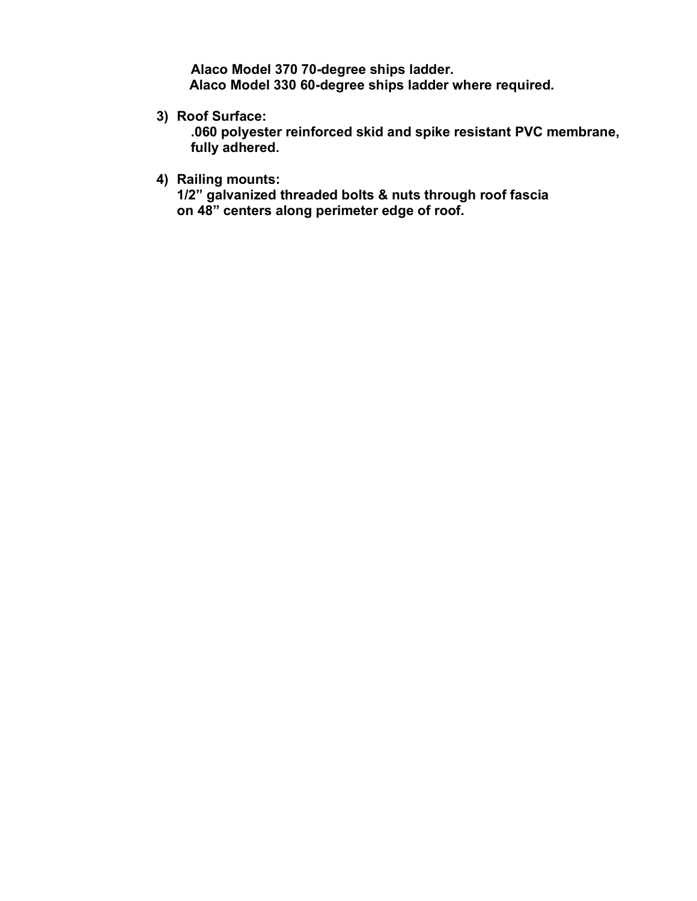**Alaco Model 370 70-degree ships ladder.**
**Alaco Model 330 60-degree ships ladder where required.**

3) **Roof Surface:**
   **.060 polyester reinforced skid and spike resistant PVC membrane, fully adhered.**

4) **Railing mounts:**
   **1/2” galvanized threaded bolts & nuts through roof fascia on 48” centers along perimeter edge of roof.**